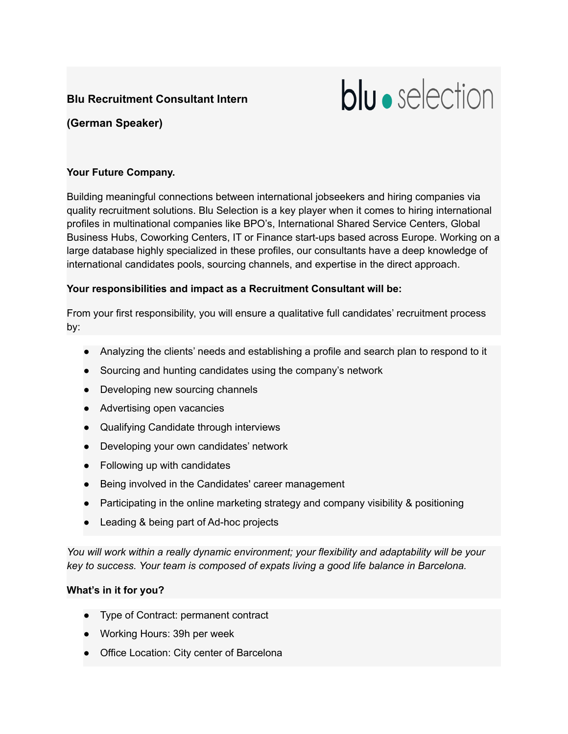**Blu Recruitment Consultant Intern**

**(German Speaker)**

blu • selection

**Your Future Company.**

Building meaningful connections between international jobseekers and hiring companies via quality recruitment solutions. Blu Selection is a key player when it comes to hiring international profiles in multinational companies like BPO's, International Shared Service Centers, Global Business Hubs, Coworking Centers, IT or Finance start-ups based across Europe. Working on a large database highly specialized in these profiles, our consultants have a deep knowledge of international candidates pools, sourcing channels, and expertise in the direct approach.

**Your responsibilities and impact as a Recruitment Consultant will be:**

From your first responsibility, you will ensure a qualitative full candidates' recruitment process by:

- Analyzing the clients' needs and establishing a profile and search plan to respond to it
- Sourcing and hunting candidates using the company's network
- Developing new sourcing channels
- Advertising open vacancies
- Qualifying Candidate through interviews
- Developing your own candidates' network
- Following up with candidates
- Being involved in the Candidates' career management
- Participating in the online marketing strategy and company visibility & positioning
- Leading & being part of Ad-hoc projects

*You will work within a really dynamic environment; your flexibility and adaptability will be your key to success. Your team is composed of expats living a good life balance in Barcelona.*

**What's in it for you?**

- Type of Contract: permanent contract
- Working Hours: 39h per week
- Office Location: City center of Barcelona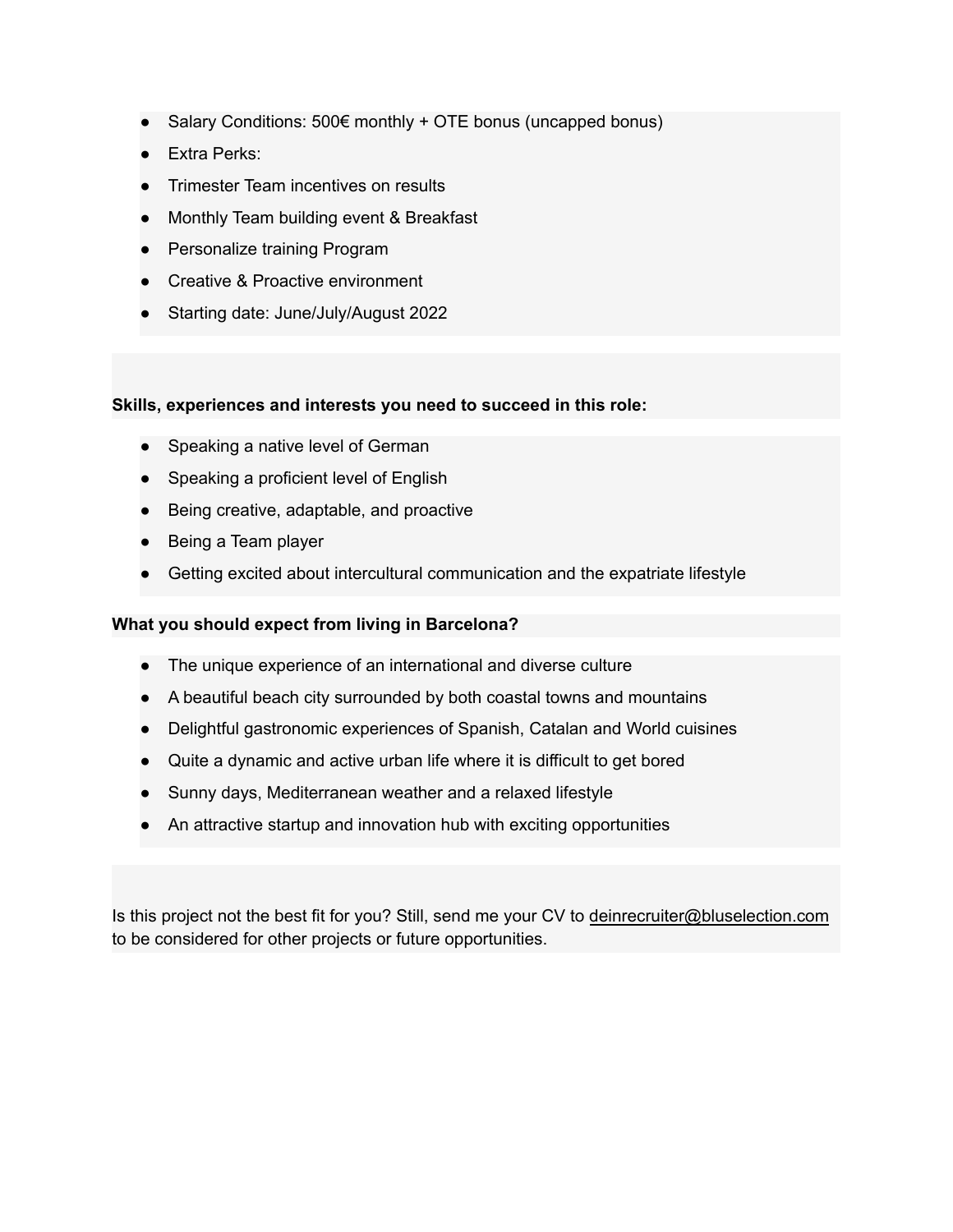- Salary Conditions: 500€ monthly + OTE bonus (uncapped bonus)
- Extra Perks:
- Trimester Team incentives on results
- Monthly Team building event & Breakfast
- Personalize training Program
- Creative & Proactive environment
- Starting date: June/July/August 2022

**Skills, experiences and interests you need to succeed in this role:**

- Speaking a native level of German
- Speaking a proficient level of English
- Being creative, adaptable, and proactive
- Being a Team player
- Getting excited about intercultural communication and the expatriate lifestyle

**What you should expect from living in Barcelona?**

- The unique experience of an international and diverse culture
- A beautiful beach city surrounded by both coastal towns and mountains
- Delightful gastronomic experiences of Spanish, Catalan and World cuisines
- Quite a dynamic and active urban life where it is difficult to get bored
- Sunny days, Mediterranean weather and a relaxed lifestyle
- An attractive startup and innovation hub with exciting opportunities

Is this project not the best fit for you? Still, send me your CV to deinrecruiter@bluselection.com to be considered for other projects or future opportunities.